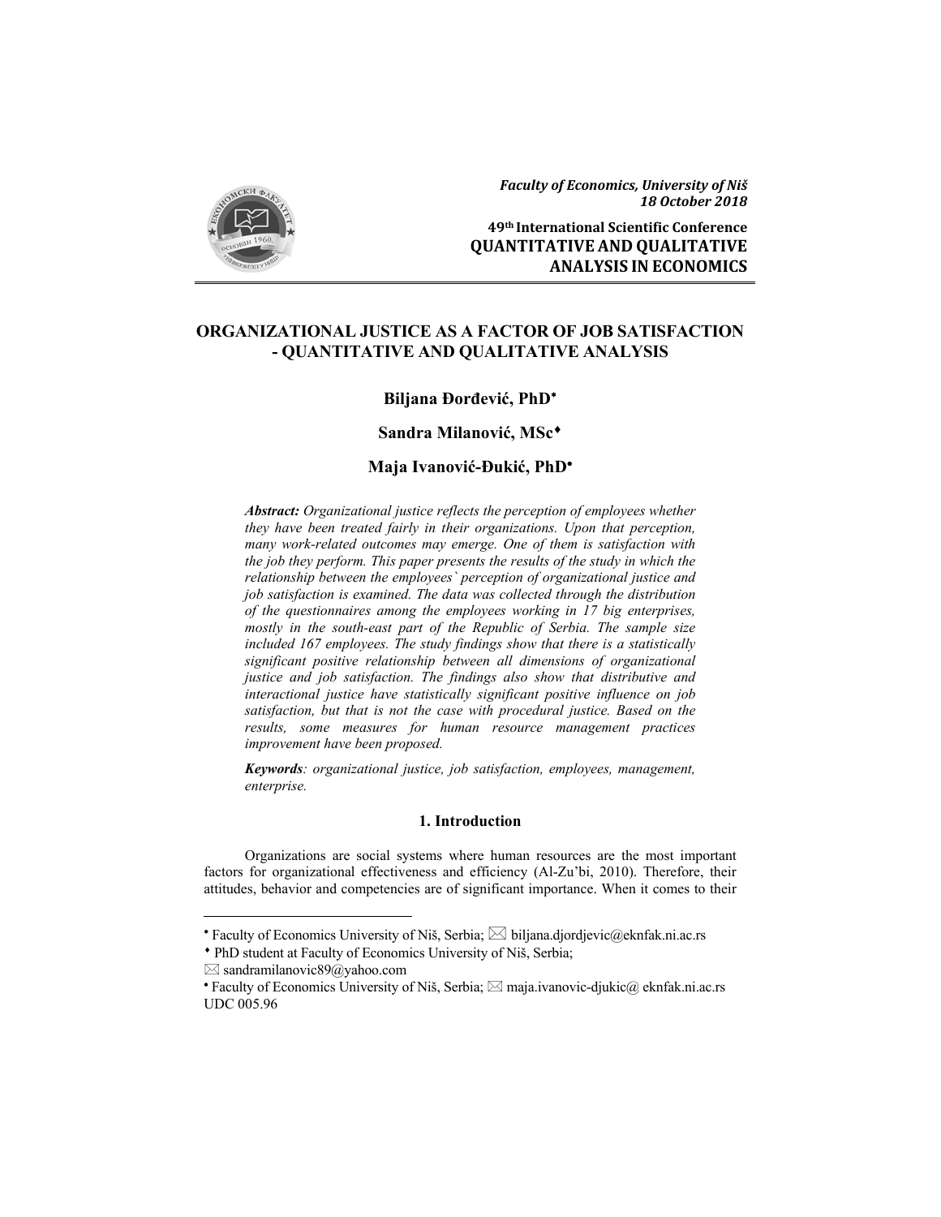*Faculty of Economics, University of Niš*
*18 October 2018*

**49th International Scientific Conference**
**QUANTITATIVE AND QUALITATIVE ANALYSIS IN ECONOMICS**

# ORGANIZATIONAL JUSTICE AS A FACTOR OF JOB SATISFACTION - QUANTITATIVE AND QUALITATIVE ANALYSIS

**Biljana Đorđević, PhD**[•]

**Sandra Milanović, MSc**[♦]

**Maja Ivanović-Đukić, PhD**[•]

***Abstract:*** *Organizational justice reflects the perception of employees whether they have been treated fairly in their organizations. Upon that perception, many work-related outcomes may emerge. One of them is satisfaction with the job they perform. This paper presents the results of the study in which the relationship between the employees` perception of organizational justice and job satisfaction is examined. The data was collected through the distribution of the questionnaires among the employees working in 17 big enterprises, mostly in the south-east part of the Republic of Serbia. The sample size included 167 employees. The study findings show that there is a statistically significant positive relationship between all dimensions of organizational justice and job satisfaction. The findings also show that distributive and interactional justice have statistically significant positive influence on job satisfaction, but that is not the case with procedural justice. Based on the results, some measures for human resource management practices improvement have been proposed.*

***Keywords****: organizational justice, job satisfaction, employees, management, enterprise.*

## 1. Introduction

Organizations are social systems where human resources are the most important factors for organizational effectiveness and efficiency (Al-Zu'bi, 2010). Therefore, their attitudes, behavior and competencies are of significant importance. When it comes to their

---

[•] Faculty of Economics University of Niš, Serbia; ✉ biljana.djordjevic@eknfak.ni.ac.rs

[♦] PhD student at Faculty of Economics University of Niš, Serbia; ✉ sandramilanovic89@yahoo.com

[•] Faculty of Economics University of Niš, Serbia; ✉ maja.ivanovic-djukic@ eknfak.ni.ac.rs

UDC 005.96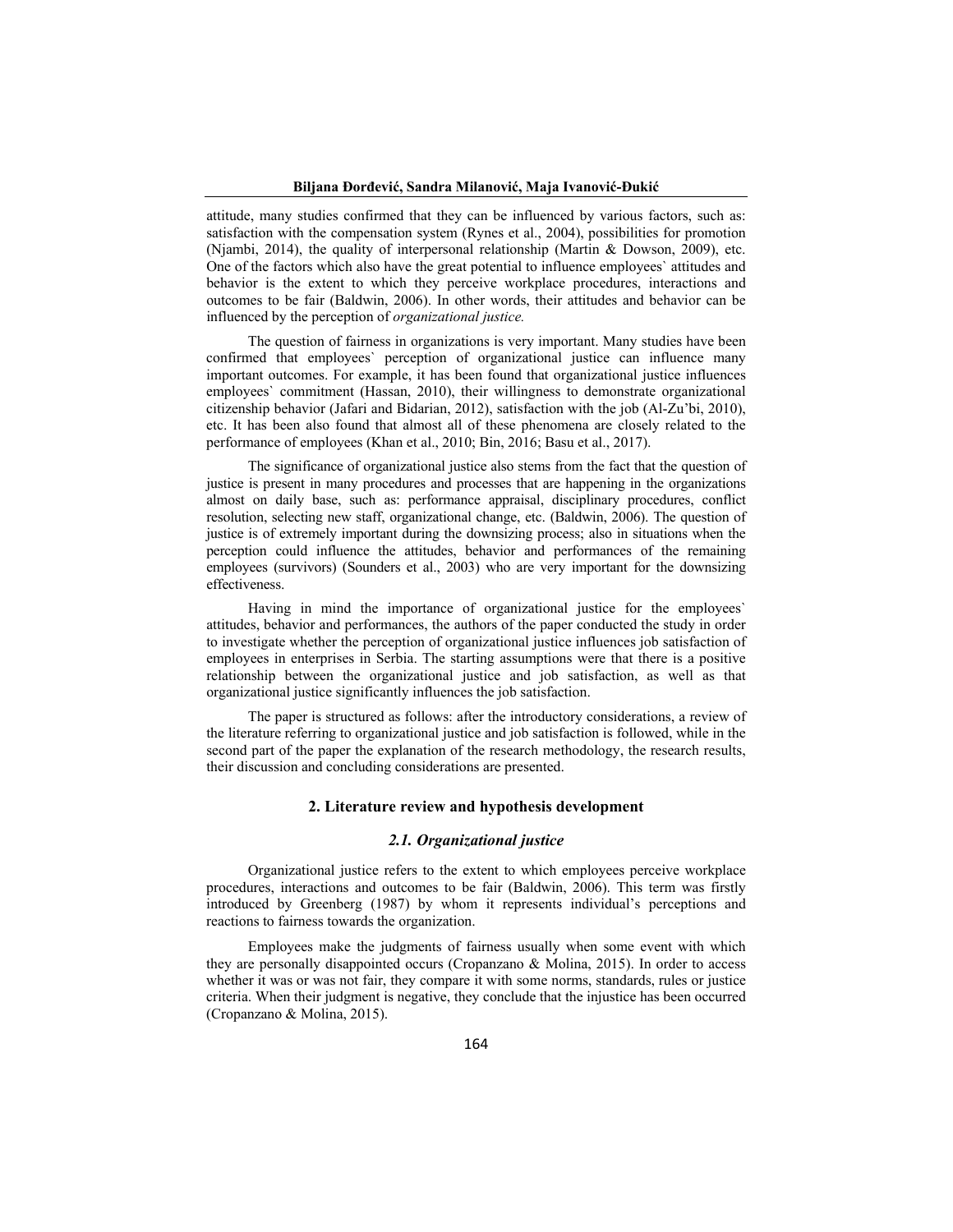attitude, many studies confirmed that they can be influenced by various factors, such as: satisfaction with the compensation system (Rynes et al., 2004), possibilities for promotion (Njambi, 2014), the quality of interpersonal relationship (Martin & Dowson, 2009), etc. One of the factors which also have the great potential to influence employees` attitudes and behavior is the extent to which they perceive workplace procedures, interactions and outcomes to be fair (Baldwin, 2006). In other words, their attitudes and behavior can be influenced by the perception of *organizational justice.*

The question of fairness in organizations is very important. Many studies have been confirmed that employees` perception of organizational justice can influence many important outcomes. For example, it has been found that organizational justice influences employees` commitment (Hassan, 2010), their willingness to demonstrate organizational citizenship behavior (Jafari and Bidarian, 2012), satisfaction with the job (Al-Zu'bi, 2010), etc. It has been also found that almost all of these phenomena are closely related to the performance of employees (Khan et al., 2010; Bin, 2016; Basu et al., 2017).

The significance of organizational justice also stems from the fact that the question of justice is present in many procedures and processes that are happening in the organizations almost on daily base, such as: performance appraisal, disciplinary procedures, conflict resolution, selecting new staff, organizational change, etc. (Baldwin, 2006). The question of justice is of extremely important during the downsizing process; also in situations when the perception could influence the attitudes, behavior and performances of the remaining employees (survivors) (Sounders et al., 2003) who are very important for the downsizing effectiveness.

Having in mind the importance of organizational justice for the employees` attitudes, behavior and performances, the authors of the paper conducted the study in order to investigate whether the perception of organizational justice influences job satisfaction of employees in enterprises in Serbia. The starting assumptions were that there is a positive relationship between the organizational justice and job satisfaction, as well as that organizational justice significantly influences the job satisfaction.

The paper is structured as follows: after the introductory considerations, a review of the literature referring to organizational justice and job satisfaction is followed, while in the second part of the paper the explanation of the research methodology, the research results, their discussion and concluding considerations are presented.

## 2. Literature review and hypothesis development

### *2.1. Organizational justice*

Organizational justice refers to the extent to which employees perceive workplace procedures, interactions and outcomes to be fair (Baldwin, 2006). This term was firstly introduced by Greenberg (1987) by whom it represents individual's perceptions and reactions to fairness towards the organization.

Employees make the judgments of fairness usually when some event with which they are personally disappointed occurs (Cropanzano & Molina, 2015). In order to access whether it was or was not fair, they compare it with some norms, standards, rules or justice criteria. When their judgment is negative, they conclude that the injustice has been occurred (Cropanzano & Molina, 2015).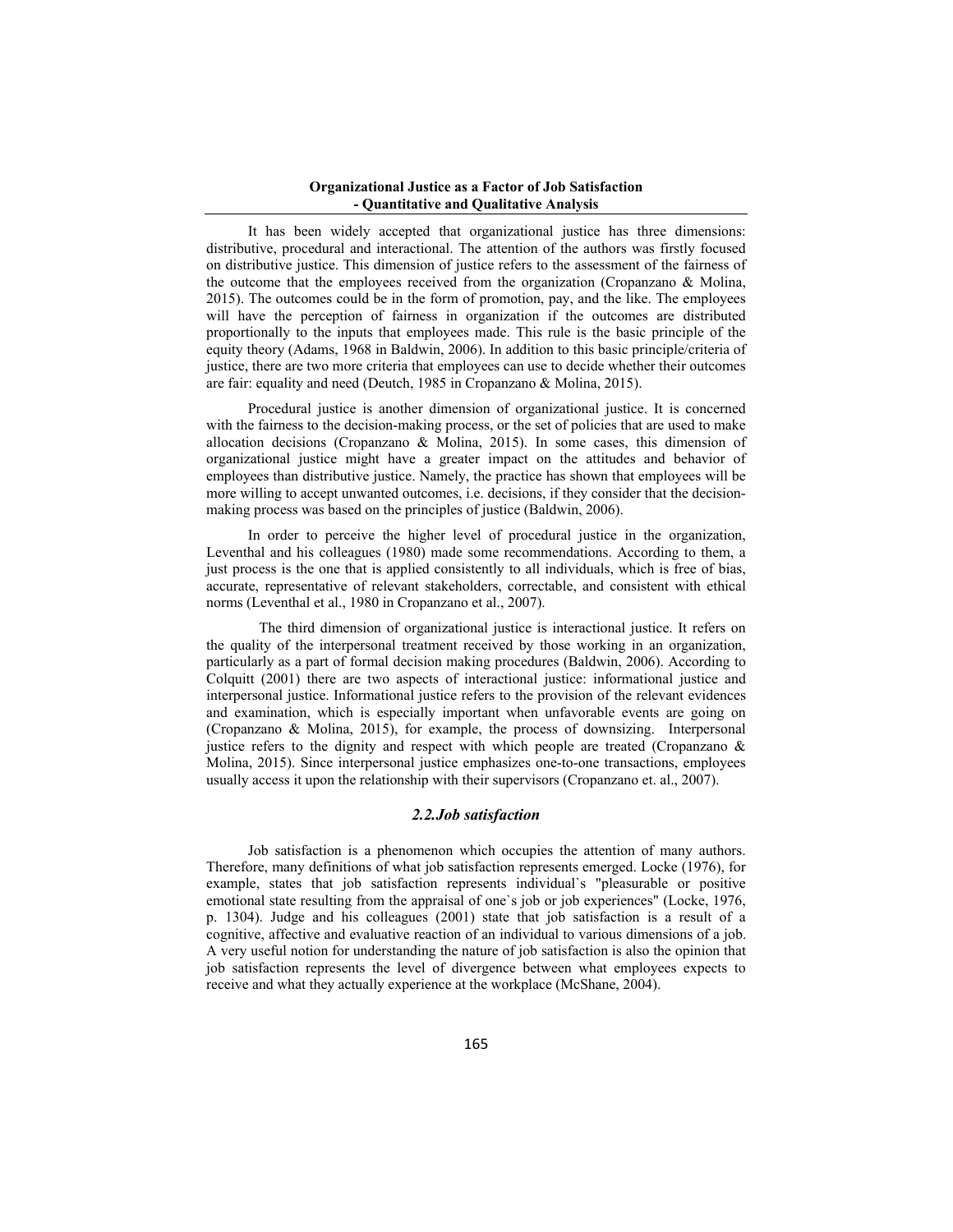It has been widely accepted that organizational justice has three dimensions: distributive, procedural and interactional. The attention of the authors was firstly focused on distributive justice. This dimension of justice refers to the assessment of the fairness of the outcome that the employees received from the organization (Cropanzano & Molina, 2015). The outcomes could be in the form of promotion, pay, and the like. The employees will have the perception of fairness in organization if the outcomes are distributed proportionally to the inputs that employees made. This rule is the basic principle of the equity theory (Adams, 1968 in Baldwin, 2006). In addition to this basic principle/criteria of justice, there are two more criteria that employees can use to decide whether their outcomes are fair: equality and need (Deutch, 1985 in Cropanzano & Molina, 2015).

Procedural justice is another dimension of organizational justice. It is concerned with the fairness to the decision-making process, or the set of policies that are used to make allocation decisions (Cropanzano & Molina, 2015). In some cases, this dimension of organizational justice might have a greater impact on the attitudes and behavior of employees than distributive justice. Namely, the practice has shown that employees will be more willing to accept unwanted outcomes, i.e. decisions, if they consider that the decision-making process was based on the principles of justice (Baldwin, 2006).

In order to perceive the higher level of procedural justice in the organization, Leventhal and his colleagues (1980) made some recommendations. According to them, a just process is the one that is applied consistently to all individuals, which is free of bias, accurate, representative of relevant stakeholders, correctable, and consistent with ethical norms (Leventhal et al., 1980 in Cropanzano et al., 2007).

The third dimension of organizational justice is interactional justice. It refers on the quality of the interpersonal treatment received by those working in an organization, particularly as a part of formal decision making procedures (Baldwin, 2006). According to Colquitt (2001) there are two aspects of interactional justice: informational justice and interpersonal justice. Informational justice refers to the provision of the relevant evidences and examination, which is especially important when unfavorable events are going on (Cropanzano & Molina, 2015), for example, the process of downsizing. Interpersonal justice refers to the dignity and respect with which people are treated (Cropanzano & Molina, 2015). Since interpersonal justice emphasizes one-to-one transactions, employees usually access it upon the relationship with their supervisors (Cropanzano et. al., 2007).

### *2.2.Job satisfaction*

Job satisfaction is a phenomenon which occupies the attention of many authors. Therefore, many definitions of what job satisfaction represents emerged. Locke (1976), for example, states that job satisfaction represents individual`s "pleasurable or positive emotional state resulting from the appraisal of one`s job or job experiences" (Locke, 1976, p. 1304). Judge and his colleagues (2001) state that job satisfaction is a result of a cognitive, affective and evaluative reaction of an individual to various dimensions of a job. A very useful notion for understanding the nature of job satisfaction is also the opinion that job satisfaction represents the level of divergence between what employees expects to receive and what they actually experience at the workplace (McShane, 2004).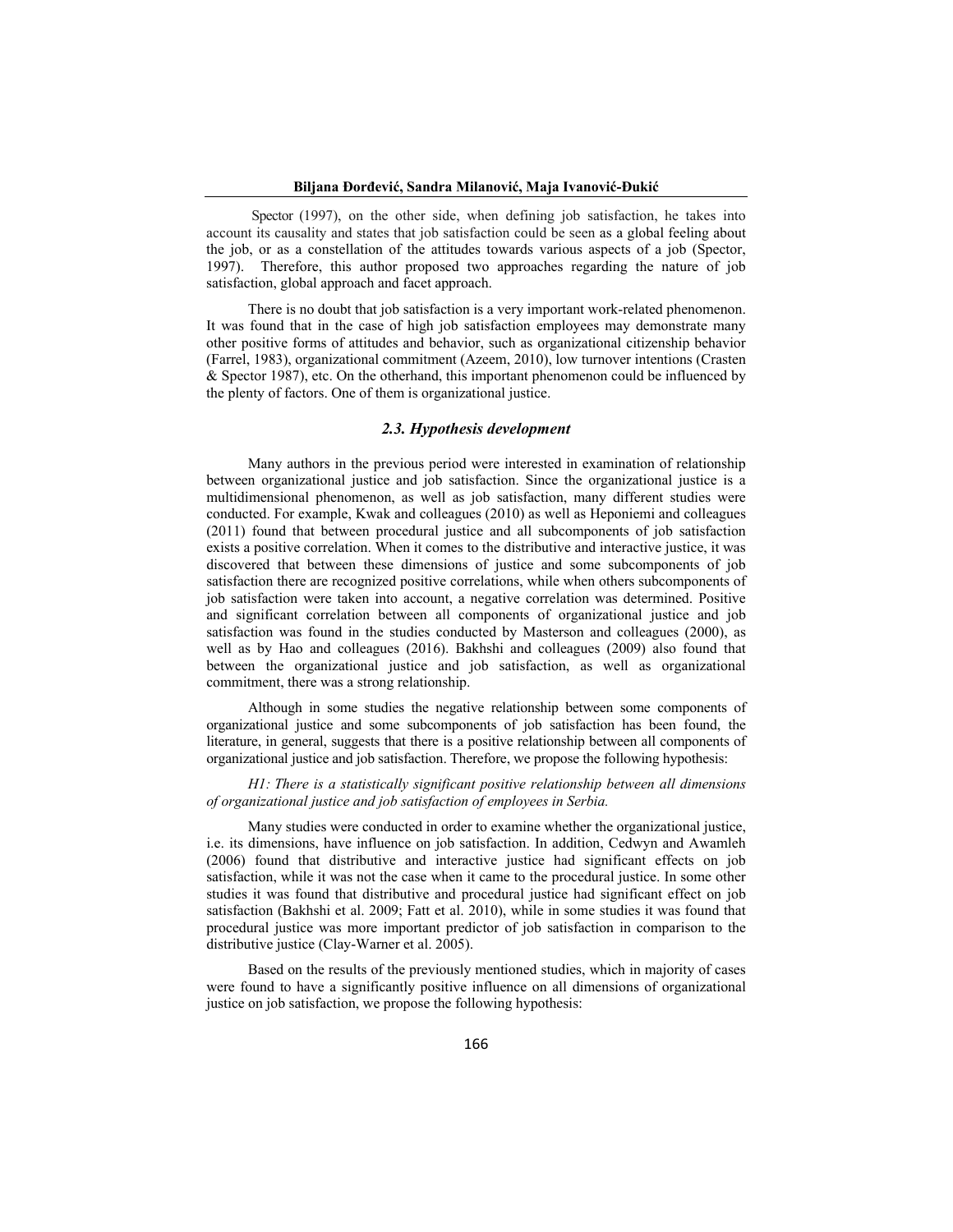Spector (1997), on the other side, when defining job satisfaction, he takes into account its causality and states that job satisfaction could be seen as a global feeling about the job, or as a constellation of the attitudes towards various aspects of a job (Spector, 1997). Therefore, this author proposed two approaches regarding the nature of job satisfaction, global approach and facet approach.

There is no doubt that job satisfaction is a very important work-related phenomenon. It was found that in the case of high job satisfaction employees may demonstrate many other positive forms of attitudes and behavior, such as organizational citizenship behavior (Farrel, 1983), organizational commitment (Azeem, 2010), low turnover intentions (Crasten & Spector 1987), etc. On the otherhand, this important phenomenon could be influenced by the plenty of factors. One of them is organizational justice.

### *2.3. Hypothesis development*

Many authors in the previous period were interested in examination of relationship between organizational justice and job satisfaction. Since the organizational justice is a multidimensional phenomenon, as well as job satisfaction, many different studies were conducted. For example, Kwak and colleagues (2010) as well as Heponiemi and colleagues (2011) found that between procedural justice and all subcomponents of job satisfaction exists a positive correlation. When it comes to the distributive and interactive justice, it was discovered that between these dimensions of justice and some subcomponents of job satisfaction there are recognized positive correlations, while when others subcomponents of job satisfaction were taken into account, a negative correlation was determined. Positive and significant correlation between all components of organizational justice and job satisfaction was found in the studies conducted by Masterson and colleagues (2000), as well as by Hao and colleagues (2016). Bakhshi and colleagues (2009) also found that between the organizational justice and job satisfaction, as well as organizational commitment, there was a strong relationship.

Although in some studies the negative relationship between some components of organizational justice and some subcomponents of job satisfaction has been found, the literature, in general, suggests that there is a positive relationship between all components of organizational justice and job satisfaction. Therefore, we propose the following hypothesis:

*H1: There is a statistically significant positive relationship between all dimensions of organizational justice and job satisfaction of employees in Serbia.*

Many studies were conducted in order to examine whether the organizational justice, i.e. its dimensions, have influence on job satisfaction. In addition, Cedwyn and Awamleh (2006) found that distributive and interactive justice had significant effects on job satisfaction, while it was not the case when it came to the procedural justice. In some other studies it was found that distributive and procedural justice had significant effect on job satisfaction (Bakhshi et al. 2009; Fatt et al. 2010), while in some studies it was found that procedural justice was more important predictor of job satisfaction in comparison to the distributive justice (Clay-Warner et al. 2005).

Based on the results of the previously mentioned studies, which in majority of cases were found to have a significantly positive influence on all dimensions of organizational justice on job satisfaction, we propose the following hypothesis: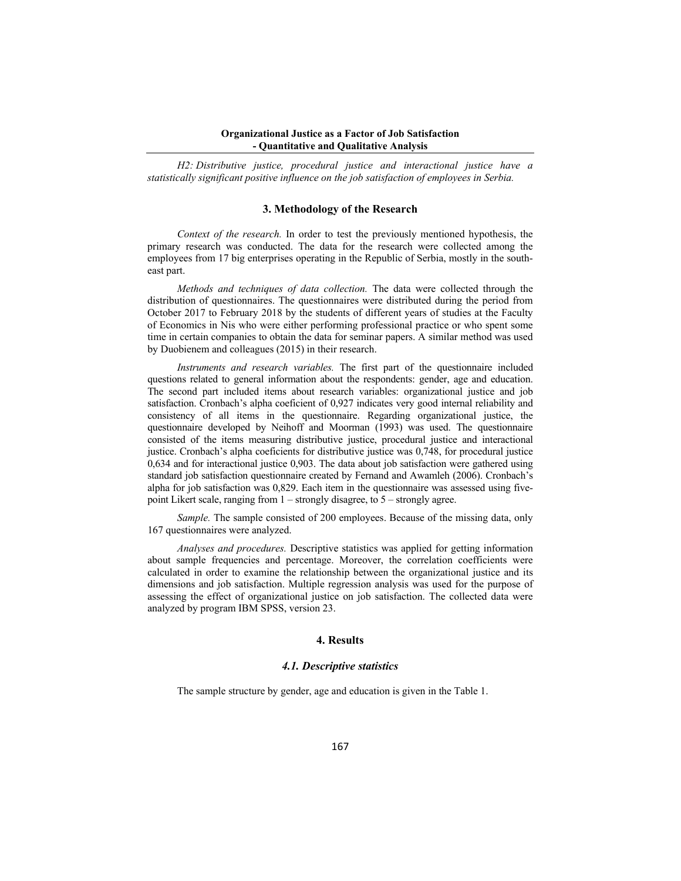*H2: Distributive justice, procedural justice and interactional justice have a statistically significant positive influence on the job satisfaction of employees in Serbia.*

## 3. Methodology of the Research

*Context of the research.* In order to test the previously mentioned hypothesis, the primary research was conducted. The data for the research were collected among the employees from 17 big enterprises operating in the Republic of Serbia, mostly in the south-east part.

*Methods and techniques of data collection.* The data were collected through the distribution of questionnaires. The questionnaires were distributed during the period from October 2017 to February 2018 by the students of different years of studies at the Faculty of Economics in Nis who were either performing professional practice or who spent some time in certain companies to obtain the data for seminar papers. A similar method was used by Duobienem and colleagues (2015) in their research.

*Instruments and research variables.* The first part of the questionnaire included questions related to general information about the respondents: gender, age and education. The second part included items about research variables: organizational justice and job satisfaction. Cronbach's alpha coeficient of 0,927 indicates very good internal reliability and consistency of all items in the questionnaire. Regarding organizational justice, the questionnaire developed by Neihoff and Moorman (1993) was used. The questionnaire consisted of the items measuring distributive justice, procedural justice and interactional justice. Cronbach's alpha coeficients for distributive justice was 0,748, for procedural justice 0,634 and for interactional justice 0,903. The data about job satisfaction were gathered using standard job satisfaction questionnaire created by Fernand and Awamleh (2006). Cronbach's alpha for job satisfaction was 0,829. Each item in the questionnaire was assessed using five-point Likert scale, ranging from 1 – strongly disagree, to 5 – strongly agree.

*Sample.* The sample consisted of 200 employees. Because of the missing data, only 167 questionnaires were analyzed.

*Analyses and procedures.* Descriptive statistics was applied for getting information about sample frequencies and percentage. Moreover, the correlation coefficients were calculated in order to examine the relationship between the organizational justice and its dimensions and job satisfaction. Multiple regression analysis was used for the purpose of assessing the effect of organizational justice on job satisfaction. The collected data were analyzed by program IBM SPSS, version 23.

## 4. Results

### 4.1. Descriptive statistics

The sample structure by gender, age and education is given in the Table 1.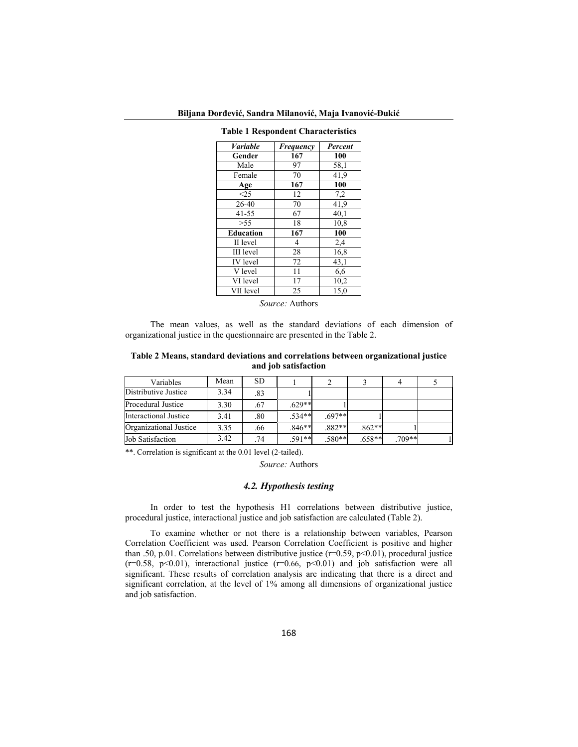**Table 1 Respondent Characteristics**

| *Variable* | *Frequency* | *Percent* |
|---|---|---|
| **Gender** | **167** | **100** |
| Male | 97 | 58,1 |
| Female | 70 | 41,9 |
| **Age** | **167** | **100** |
| <25 | 12 | 7,2 |
| 26-40 | 70 | 41,9 |
| 41-55 | 67 | 40,1 |
| >55 | 18 | 10,8 |
| **Education** | **167** | **100** |
| II level | 4 | 2,4 |
| III level | 28 | 16,8 |
| IV level | 72 | 43,1 |
| V level | 11 | 6,6 |
| VI level | 17 | 10,2 |
| VII level | 25 | 15,0 |

*Source:* Authors

The mean values, as well as the standard deviations of each dimension of organizational justice in the questionnaire are presented in the Table 2.

**Table 2 Means, standard deviations and correlations between organizational justice and job satisfaction**

| Variables | Mean | SD | 1 | 2 | 3 | 4 | 5 |
|---|---|---|---|---|---|---|---|
| Distributive Justice | 3.34 | .83 | 1 | | | | |
| Procedural Justice | 3.30 | .67 | .629** | 1 | | | |
| Interactional Justice | 3.41 | .80 | .534** | .697** | 1 | | |
| Organizational Justice | 3.35 | .66 | .846** | .882** | .862** | 1 | |
| Job Satisfaction | 3.42 | .74 | .591** | .580** | .658** | .709** | 1 |

**. Correlation is significant at the 0.01 level (2-tailed).

*Source:* Authors

### *4.2. Hypothesis testing*

In order to test the hypothesis H1 correlations between distributive justice, procedural justice, interactional justice and job satisfaction are calculated (Table 2).

To examine whether or not there is a relationship between variables, Pearson Correlation Coefficient was used. Pearson Correlation Coefficient is positive and higher than .50, p.01. Correlations between distributive justice ($r=0.59$, $p<0.01$), procedural justice ($r=0.58$, $p<0.01$), interactional justice ($r=0.66$, $p<0.01$) and job satisfaction were all significant. These results of correlation analysis are indicating that there is a direct and significant correlation, at the level of 1% among all dimensions of organizational justice and job satisfaction.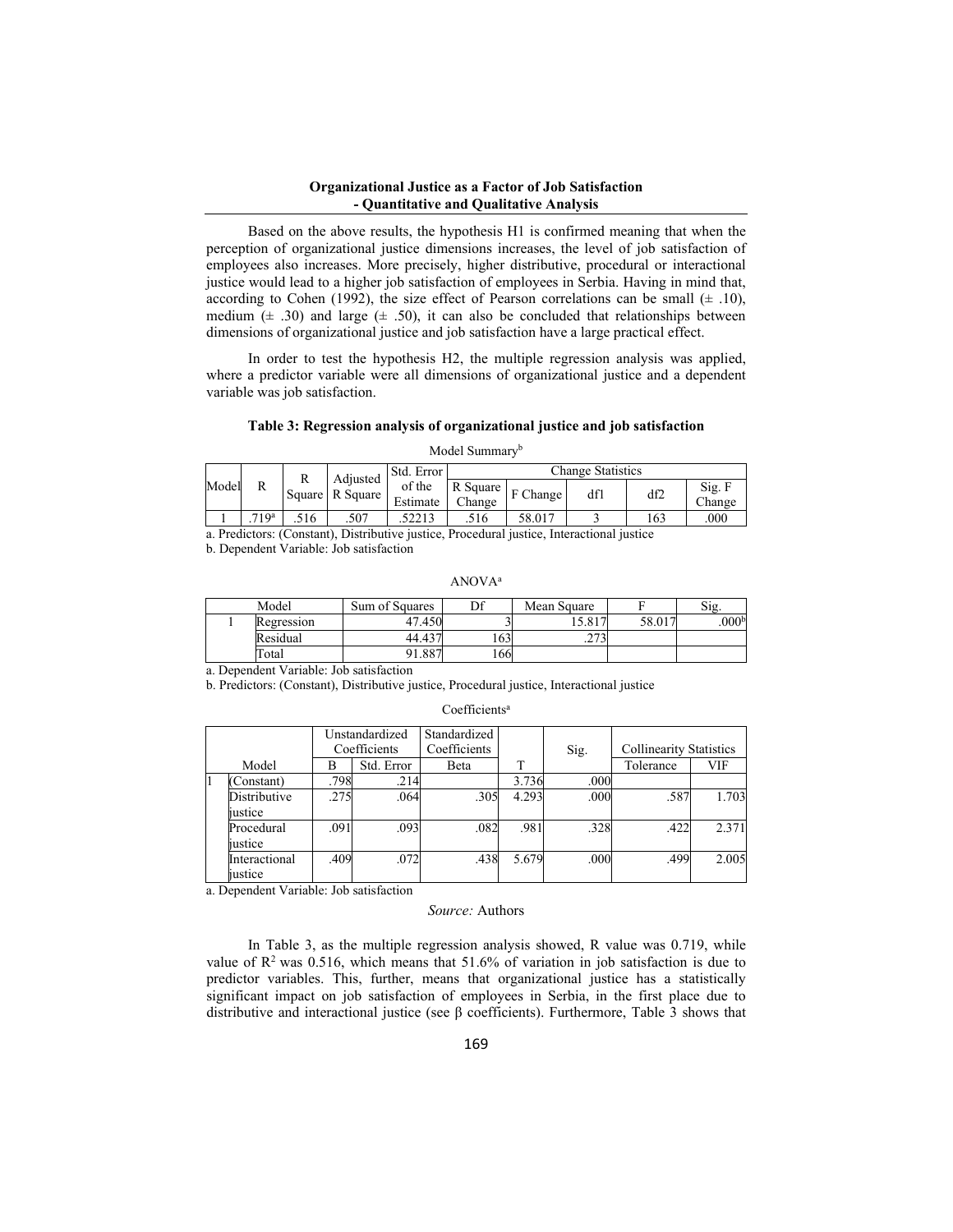Based on the above results, the hypothesis H1 is confirmed meaning that when the perception of organizational justice dimensions increases, the level of job satisfaction of employees also increases. More precisely, higher distributive, procedural or interactional justice would lead to a higher job satisfaction of employees in Serbia. Having in mind that, according to Cohen (1992), the size effect of Pearson correlations can be small (± .10), medium (± .30) and large (± .50), it can also be concluded that relationships between dimensions of organizational justice and job satisfaction have a large practical effect.

In order to test the hypothesis H2, the multiple regression analysis was applied, where a predictor variable were all dimensions of organizational justice and a dependent variable was job satisfaction.

**Table 3: Regression analysis of organizational justice and job satisfaction**

Model Summary[b]

| Model | R | R Square | Adjusted R Square | Std. Error of the Estimate | Change Statistics | | | | |
|---|---|---|---|---|---|---|---|---|---|
| | | | | | R Square Change | F Change | df1 | df2 | Sig. F Change |
| 1 | .719[a] | .516 | .507 | .52213 | .516 | 58.017 | 3 | 163 | .000 |

a. Predictors: (Constant), Distributive justice, Procedural justice, Interactional justice

b. Dependent Variable: Job satisfaction

ANOVA[a]

| Model | | Sum of Squares | Df | Mean Square | F | Sig. |
|---|---|---|---|---|---|---|
| 1 | Regression | 47.450 | 3 | 15.817 | 58.017 | .000[b] |
| | Residual | 44.437 | 163 | .273 | | |
| | Total | 91.887 | 166 | | | |

a. Dependent Variable: Job satisfaction

b. Predictors: (Constant), Distributive justice, Procedural justice, Interactional justice

Coefficients[a]

| Model | | Unstandardized Coefficients | | Standardized Coefficients | T | Sig. | Collinearity Statistics | |
|---|---|---|---|---|---|---|---|---|
| | | B | Std. Error | Beta | | | Tolerance | VIF |
| 1 | (Constant) | .798 | .214 | | 3.736 | .000 | | |
| | Distributive justice | .275 | .064 | .305 | 4.293 | .000 | .587 | 1.703 |
| | Procedural justice | .091 | .093 | .082 | .981 | .328 | .422 | 2.371 |
| | Interactional justice | .409 | .072 | .438 | 5.679 | .000 | .499 | 2.005 |

a. Dependent Variable: Job satisfaction

*Source:* Authors

In Table 3, as the multiple regression analysis showed, R value was 0.719, while value of $R^2$ was 0.516, which means that 51.6% of variation in job satisfaction is due to predictor variables. This, further, means that organizational justice has a statistically significant impact on job satisfaction of employees in Serbia, in the first place due to distributive and interactional justice (see $\beta$ coefficients). Furthermore, Table 3 shows that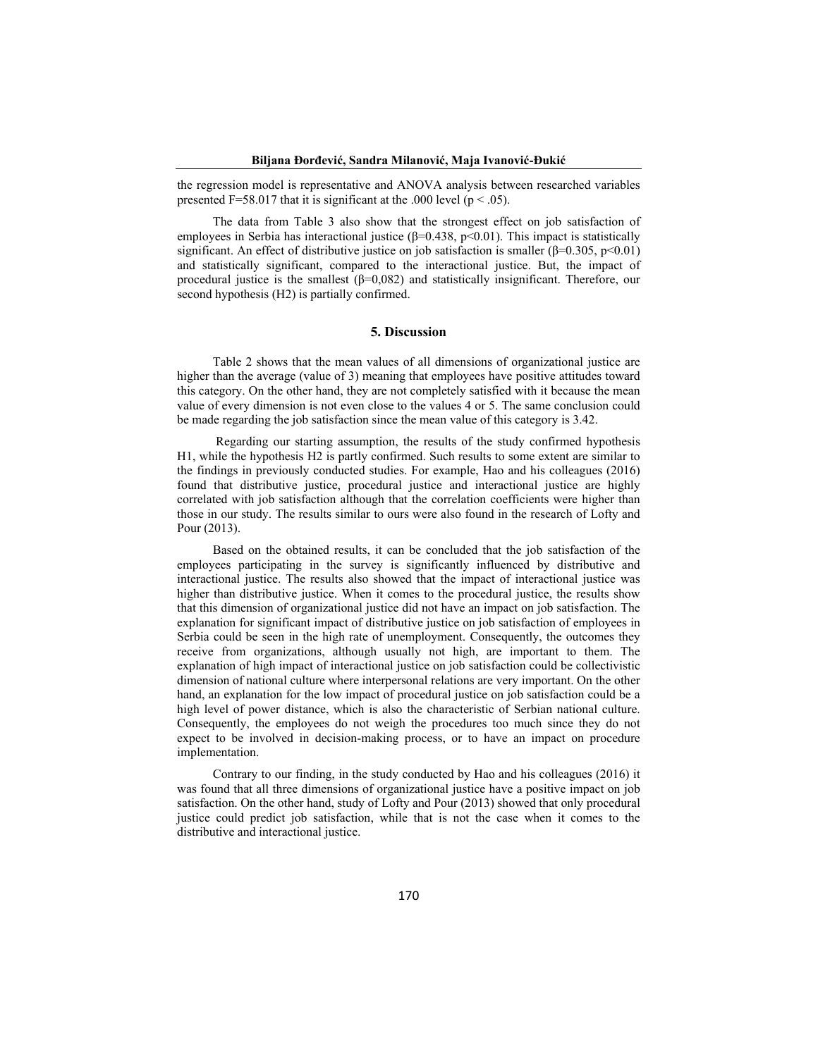the regression model is representative and ANOVA analysis between researched variables presented $F=58.017$ that it is significant at the .000 level ($p < .05$).

The data from Table 3 also show that the strongest effect on job satisfaction of employees in Serbia has interactional justice ($\beta=0.438$, $p<0.01$). This impact is statistically significant. An effect of distributive justice on job satisfaction is smaller ($\beta=0.305$, $p<0.01$) and statistically significant, compared to the interactional justice. But, the impact of procedural justice is the smallest ($\beta=0{,}082$) and statistically insignificant. Therefore, our second hypothesis (H2) is partially confirmed.

## 5. Discussion

Table 2 shows that the mean values of all dimensions of organizational justice are higher than the average (value of 3) meaning that employees have positive attitudes toward this category. On the other hand, they are not completely satisfied with it because the mean value of every dimension is not even close to the values 4 or 5. The same conclusion could be made regarding the job satisfaction since the mean value of this category is 3.42.

Regarding our starting assumption, the results of the study confirmed hypothesis H1, while the hypothesis H2 is partly confirmed. Such results to some extent are similar to the findings in previously conducted studies. For example, Hao and his colleagues (2016) found that distributive justice, procedural justice and interactional justice are highly correlated with job satisfaction although that the correlation coefficients were higher than those in our study. The results similar to ours were also found in the research of Lofty and Pour (2013).

Based on the obtained results, it can be concluded that the job satisfaction of the employees participating in the survey is significantly influenced by distributive and interactional justice. The results also showed that the impact of interactional justice was higher than distributive justice. When it comes to the procedural justice, the results show that this dimension of organizational justice did not have an impact on job satisfaction. The explanation for significant impact of distributive justice on job satisfaction of employees in Serbia could be seen in the high rate of unemployment. Consequently, the outcomes they receive from organizations, although usually not high, are important to them. The explanation of high impact of interactional justice on job satisfaction could be collectivistic dimension of national culture where interpersonal relations are very important. On the other hand, an explanation for the low impact of procedural justice on job satisfaction could be a high level of power distance, which is also the characteristic of Serbian national culture. Consequently, the employees do not weigh the procedures too much since they do not expect to be involved in decision-making process, or to have an impact on procedure implementation.

Contrary to our finding, in the study conducted by Hao and his colleagues (2016) it was found that all three dimensions of organizational justice have a positive impact on job satisfaction. On the other hand, study of Lofty and Pour (2013) showed that only procedural justice could predict job satisfaction, while that is not the case when it comes to the distributive and interactional justice.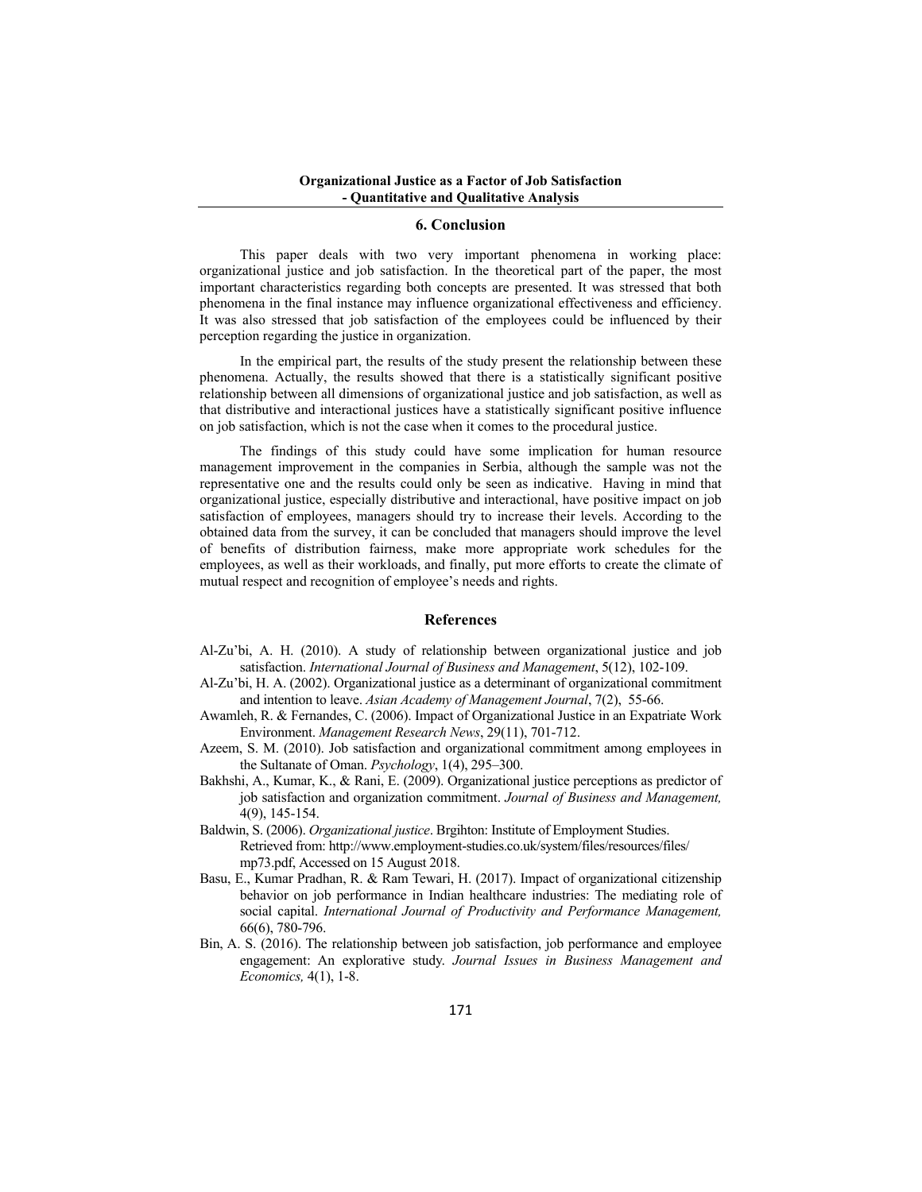## 6. Conclusion

This paper deals with two very important phenomena in working place: organizational justice and job satisfaction. In the theoretical part of the paper, the most important characteristics regarding both concepts are presented. It was stressed that both phenomena in the final instance may influence organizational effectiveness and efficiency. It was also stressed that job satisfaction of the employees could be influenced by their perception regarding the justice in organization.

In the empirical part, the results of the study present the relationship between these phenomena. Actually, the results showed that there is a statistically significant positive relationship between all dimensions of organizational justice and job satisfaction, as well as that distributive and interactional justices have a statistically significant positive influence on job satisfaction, which is not the case when it comes to the procedural justice.

The findings of this study could have some implication for human resource management improvement in the companies in Serbia, although the sample was not the representative one and the results could only be seen as indicative. Having in mind that organizational justice, especially distributive and interactional, have positive impact on job satisfaction of employees, managers should try to increase their levels. According to the obtained data from the survey, it can be concluded that managers should improve the level of benefits of distribution fairness, make more appropriate work schedules for the employees, as well as their workloads, and finally, put more efforts to create the climate of mutual respect and recognition of employee's needs and rights.

## References

Al-Zu'bi, A. H. (2010). A study of relationship between organizational justice and job satisfaction. *International Journal of Business and Management*, 5(12), 102-109.

Al-Zu'bi, H. A. (2002). Organizational justice as a determinant of organizational commitment and intention to leave. *Asian Academy of Management Journal*, 7(2), 55-66.

Awamleh, R. & Fernandes, C. (2006). Impact of Organizational Justice in an Expatriate Work Environment. *Management Research News*, 29(11), 701-712.

Azeem, S. M. (2010). Job satisfaction and organizational commitment among employees in the Sultanate of Oman. *Psychology*, 1(4), 295–300.

Bakhshi, A., Kumar, K., & Rani, E. (2009). Organizational justice perceptions as predictor of job satisfaction and organization commitment. *Journal of Business and Management,* 4(9), 145-154.

Baldwin, S. (2006). *Organizational justice*. Brgihton: Institute of Employment Studies. Retrieved from: http://www.employment-studies.co.uk/system/files/resources/files/mp73.pdf, Accessed on 15 August 2018.

Basu, E., Kumar Pradhan, R. & Ram Tewari, H. (2017). Impact of organizational citizenship behavior on job performance in Indian healthcare industries: The mediating role of social capital. *International Journal of Productivity and Performance Management,* 66(6), 780-796.

Bin, A. S. (2016). The relationship between job satisfaction, job performance and employee engagement: An explorative study. *Journal Issues in Business Management and Economics,* 4(1), 1-8.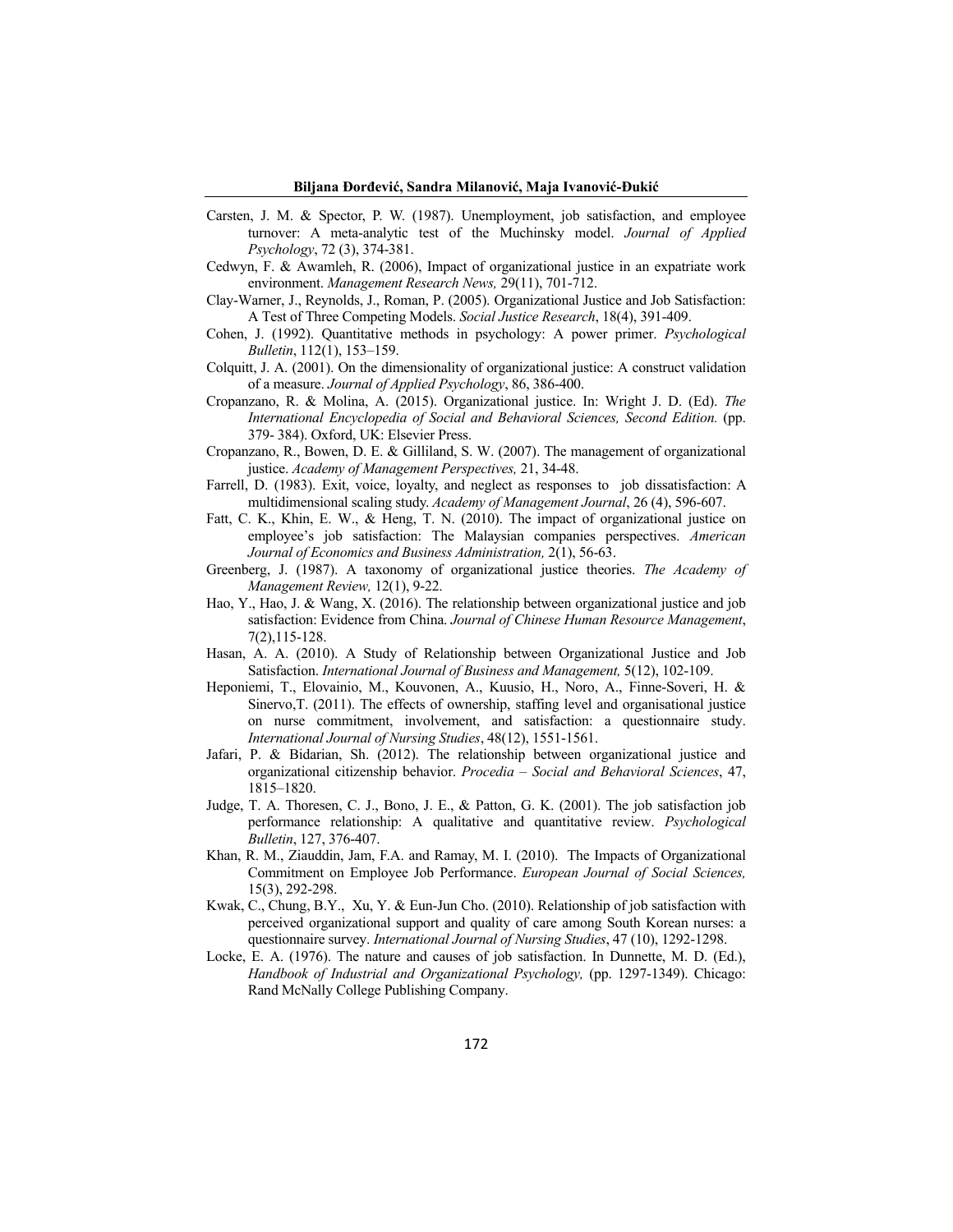Carsten, J. M. & Spector, P. W. (1987). Unemployment, job satisfaction, and employee turnover: A meta-analytic test of the Muchinsky model. *Journal of Applied Psychology*, 72 (3), 374-381.

Cedwyn, F. & Awamleh, R. (2006), Impact of organizational justice in an expatriate work environment. *Management Research News,* 29(11), 701-712.

Clay-Warner, J., Reynolds, J., Roman, P. (2005). Organizational Justice and Job Satisfaction: A Test of Three Competing Models. *Social Justice Research*, 18(4), 391-409.

Cohen, J. (1992). Quantitative methods in psychology: A power primer. *Psychological Bulletin*, 112(1), 153–159.

Colquitt, J. A. (2001). On the dimensionality of organizational justice: A construct validation of a measure. *Journal of Applied Psychology*, 86, 386-400.

Cropanzano, R. & Molina, A. (2015). Organizational justice. In: Wright J. D. (Ed). *The International Encyclopedia of Social and Behavioral Sciences, Second Edition.* (pp. 379- 384). Oxford, UK: Elsevier Press.

Cropanzano, R., Bowen, D. E. & Gilliland, S. W. (2007). The management of organizational justice. *Academy of Management Perspectives,* 21, 34-48.

Farrell, D. (1983). Exit, voice, loyalty, and neglect as responses to job dissatisfaction: A multidimensional scaling study. *Academy of Management Journal*, 26 (4), 596-607.

Fatt, C. K., Khin, E. W., & Heng, T. N. (2010). The impact of organizational justice on employee's job satisfaction: The Malaysian companies perspectives. *American Journal of Economics and Business Administration,* 2(1), 56-63.

Greenberg, J. (1987). A taxonomy of organizational justice theories. *The Academy of Management Review,* 12(1), 9-22.

Hao, Y., Hao, J. & Wang, X. (2016). The relationship between organizational justice and job satisfaction: Evidence from China. *Journal of Chinese Human Resource Management*, 7(2),115-128.

Hasan, A. A. (2010). A Study of Relationship between Organizational Justice and Job Satisfaction. *International Journal of Business and Management,* 5(12), 102-109.

Heponiemi, T., Elovainio, M., Kouvonen, A., Kuusio, H., Noro, A., Finne-Soveri, H. & Sinervo,T. (2011). The effects of ownership, staffing level and organisational justice on nurse commitment, involvement, and satisfaction: a questionnaire study. *International Journal of Nursing Studies*, 48(12), 1551-1561.

Jafari, P. & Bidarian, Sh. (2012). The relationship between organizational justice and organizational citizenship behavior. *Procedia – Social and Behavioral Sciences*, 47, 1815–1820.

Judge, T. A. Thoresen, C. J., Bono, J. E., & Patton, G. K. (2001). The job satisfaction job performance relationship: A qualitative and quantitative review. *Psychological Bulletin*, 127, 376-407.

Khan, R. M., Ziauddin, Jam, F.A. and Ramay, M. I. (2010). The Impacts of Organizational Commitment on Employee Job Performance. *European Journal of Social Sciences,* 15(3), 292-298.

Kwak, C., Chung, B.Y., Xu, Y. & Eun-Jun Cho. (2010). Relationship of job satisfaction with perceived organizational support and quality of care among South Korean nurses: a questionnaire survey. *International Journal of Nursing Studies*, 47 (10), 1292-1298.

Locke, E. A. (1976). The nature and causes of job satisfaction. In Dunnette, M. D. (Ed.), *Handbook of Industrial and Organizational Psychology,* (pp. 1297-1349). Chicago: Rand McNally College Publishing Company.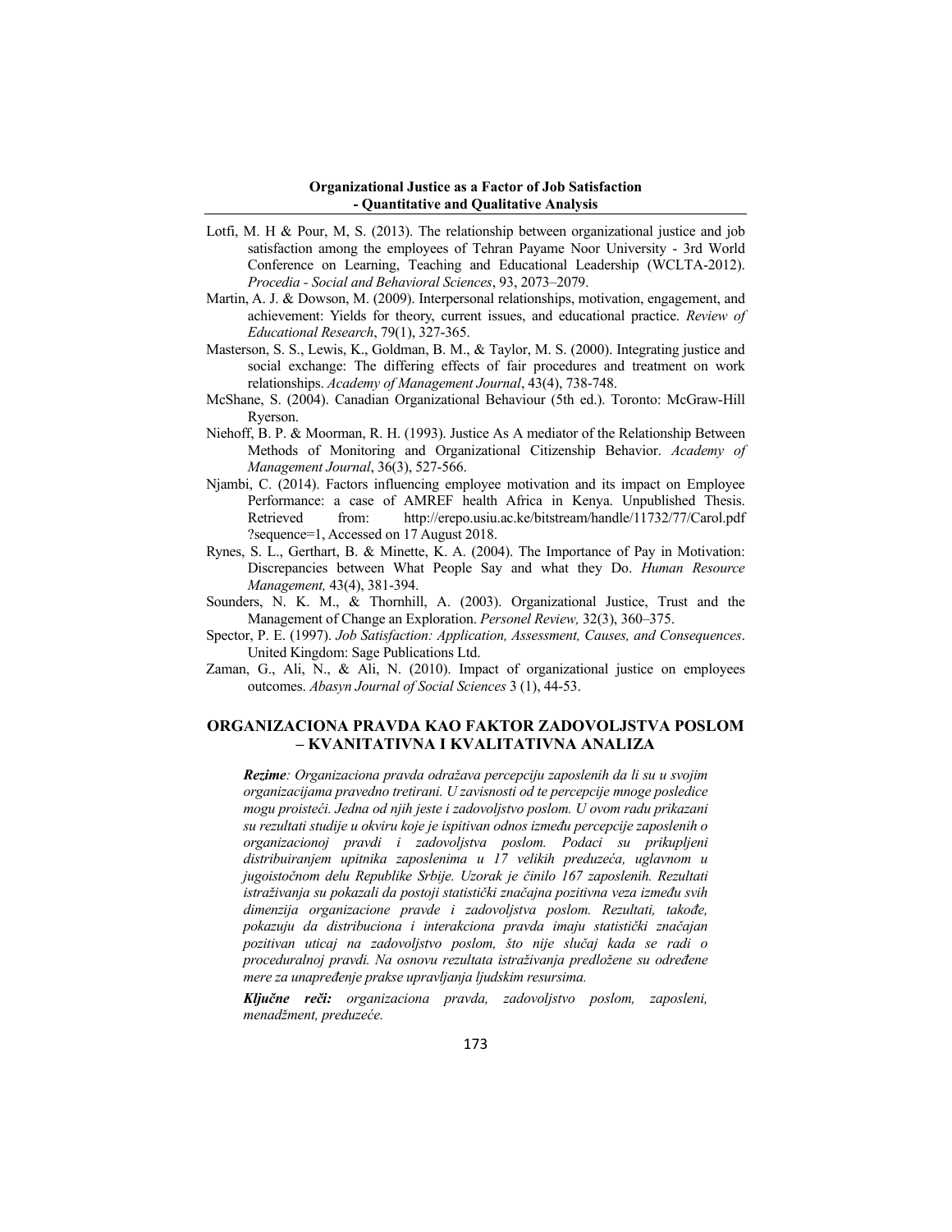Lotfi, M. H & Pour, M, S. (2013). The relationship between organizational justice and job satisfaction among the employees of Tehran Payame Noor University - 3rd World Conference on Learning, Teaching and Educational Leadership (WCLTA-2012). *Procedia - Social and Behavioral Sciences*, 93, 2073–2079.

Martin, A. J. & Dowson, M. (2009). Interpersonal relationships, motivation, engagement, and achievement: Yields for theory, current issues, and educational practice. *Review of Educational Research*, 79(1), 327-365.

Masterson, S. S., Lewis, K., Goldman, B. M., & Taylor, M. S. (2000). Integrating justice and social exchange: The differing effects of fair procedures and treatment on work relationships. *Academy of Management Journal*, 43(4), 738-748.

McShane, S. (2004). Canadian Organizational Behaviour (5th ed.). Toronto: McGraw-Hill Ryerson.

Niehoff, B. P. & Moorman, R. H. (1993). Justice As A mediator of the Relationship Between Methods of Monitoring and Organizational Citizenship Behavior. *Academy of Management Journal*, 36(3), 527-566.

Njambi, C. (2014). Factors influencing employee motivation and its impact on Employee Performance: a case of AMREF health Africa in Kenya. Unpublished Thesis. Retrieved from: http://erepo.usiu.ac.ke/bitstream/handle/11732/77/Carol.pdf?sequence=1, Accessed on 17 August 2018.

Rynes, S. L., Gerthart, B. & Minette, K. A. (2004). The Importance of Pay in Motivation: Discrepancies between What People Say and what they Do. *Human Resource Management,* 43(4), 381-394.

Sounders, N. K. M., & Thornhill, A. (2003). Organizational Justice, Trust and the Management of Change an Exploration. *Personel Review,* 32(3), 360–375.

Spector, P. E. (1997). *Job Satisfaction: Application, Assessment, Causes, and Consequences*. United Kingdom: Sage Publications Ltd.

Zaman, G., Ali, N., & Ali, N. (2010). Impact of organizational justice on employees outcomes. *Abasyn Journal of Social Sciences* 3 (1), 44-53.

## ORGANIZACIONA PRAVDA KAO FAKTOR ZADOVOLJSTVA POSLOM – KVANITATIVNA I KVALITATIVNA ANALIZA

***Rezime****: Organizaciona pravda odražava percepciju zaposlenih da li su u svojim organizacijama pravedno tretirani. U zavisnosti od te percepcije mnoge posledice mogu proisteći. Jedna od njih jeste i zadovoljstvo poslom. U ovom radu prikazani su rezultati studije u okviru koje je ispitivan odnos između percepcije zaposlenih o organizacionoj pravdi i zadovoljstva poslom. Podaci su prikupljeni distribuiranjem upitnika zaposlenima u 17 velikih preduzeća, uglavnom u jugoistočnom delu Republike Srbije. Uzorak je činilo 167 zaposlenih. Rezultati istraživanja su pokazali da postoji statistički značajna pozitivna veza između svih dimenzija organizacione pravde i zadovoljstva poslom. Rezultati, takođe, pokazuju da distribuciona i interakciona pravda imaju statistički značajan pozitivan uticaj na zadovoljstvo poslom, što nije slučaj kada se radi o proceduralnoj pravdi. Na osnovu rezultata istraživanja predložene su određene mere za unapređenje prakse upravljanja ljudskim resursima.*

***Ključne reči:*** *organizaciona pravda, zadovoljstvo poslom, zaposleni, menadžment, preduzeće.*